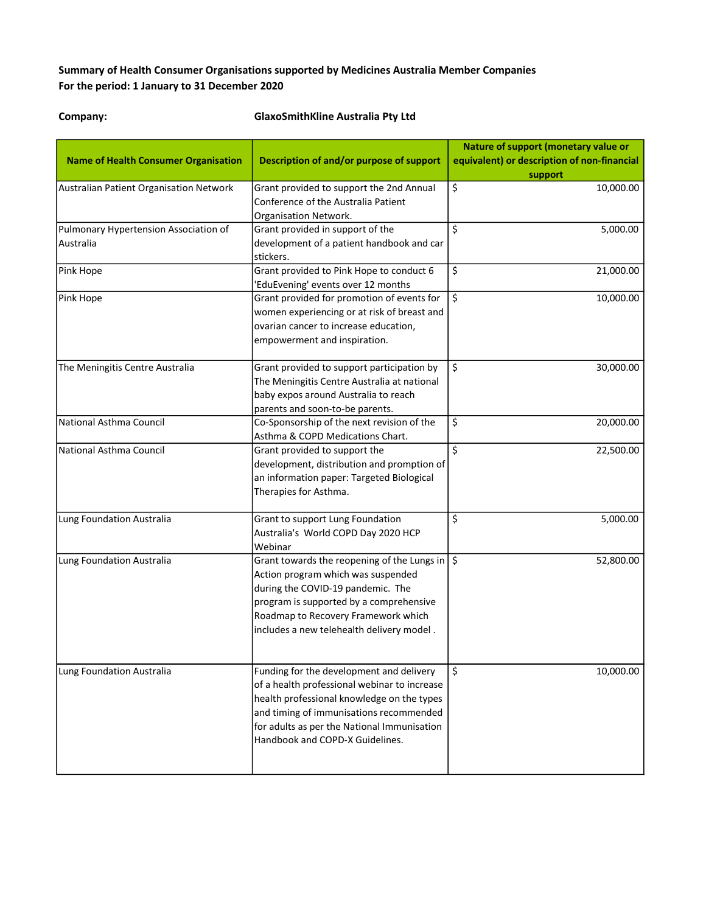**Summary of Health Consumer Organisations supported by Medicines Australia Member Companies**
**For the period: 1 January to 31 December 2020**

**Company:** **GlaxoSmithKline Australia Pty Ltd**

| Name of Health Consumer Organisation | Description of and/or purpose of support | Nature of support (monetary value or equivalent) or description of non-financial support |
|---|---|---|
| Australian Patient Organisation Network | Grant provided to support the 2nd Annual Conference of the Australia Patient Organisation Network. | $ 10,000.00 |
| Pulmonary Hypertension Association of Australia | Grant provided in support of the development of a patient handbook and car stickers. | $ 5,000.00 |
| Pink Hope | Grant provided to Pink Hope to conduct 6 'EduEvening' events over 12 months | $ 21,000.00 |
| Pink Hope | Grant provided for promotion of events for women experiencing or at risk of breast and ovarian cancer to increase education, empowerment and inspiration. | $ 10,000.00 |
| The Meningitis Centre Australia | Grant provided to support participation by The Meningitis Centre Australia at national baby expos around Australia to reach parents and soon-to-be parents. | $ 30,000.00 |
| National Asthma Council | Co-Sponsorship of the next revision of the Asthma & COPD Medications Chart. | $ 20,000.00 |
| National Asthma Council | Grant provided to support the development, distribution and promption of an information paper: Targeted Biological Therapies for Asthma. | $ 22,500.00 |
| Lung Foundation Australia | Grant to support Lung Foundation Australia's World COPD Day 2020 HCP Webinar | $ 5,000.00 |
| Lung Foundation Australia | Grant towards the reopening of the Lungs in Action program which was suspended during the COVID-19 pandemic. The program is supported by a comprehensive Roadmap to Recovery Framework which includes a new telehealth delivery model . | $ 52,800.00 |
| Lung Foundation Australia | Funding for the development and delivery of a health professional webinar to increase health professional knowledge on the types and timing of immunisations recommended for adults as per the National Immunisation Handbook and COPD-X Guidelines. | $ 10,000.00 |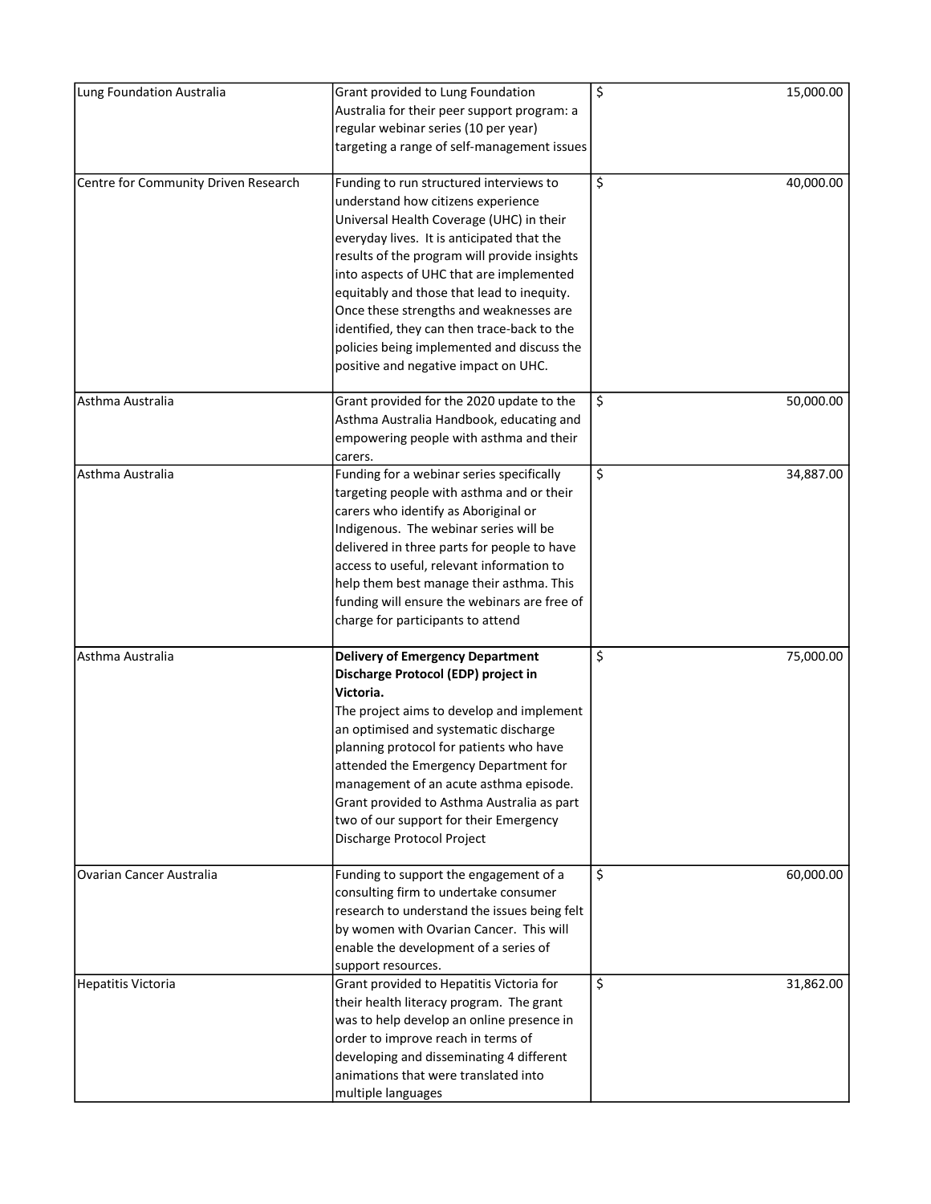| | | | |
|---|---|---|---|
| Lung Foundation Australia | Grant provided to Lung Foundation Australia for their peer support program: a regular webinar series (10 per year) targeting a range of self-management issues | $ | 15,000.00 |
| Centre for Community Driven Research | Funding to run structured interviews to understand how citizens experience Universal Health Coverage (UHC) in their everyday lives. It is anticipated that the results of the program will provide insights into aspects of UHC that are implemented equitably and those that lead to inequity. Once these strengths and weaknesses are identified, they can then trace-back to the policies being implemented and discuss the positive and negative impact on UHC. | $ | 40,000.00 |
| Asthma Australia | Grant provided for the 2020 update to the Asthma Australia Handbook, educating and empowering people with asthma and their carers. | $ | 50,000.00 |
| Asthma Australia | Funding for a webinar series specifically targeting people with asthma and or their carers who identify as Aboriginal or Indigenous. The webinar series will be delivered in three parts for people to have access to useful, relevant information to help them best manage their asthma. This funding will ensure the webinars are free of charge for participants to attend | $ | 34,887.00 |
| Asthma Australia | **Delivery of Emergency Department Discharge Protocol (EDP) project in Victoria.** The project aims to develop and implement an optimised and systematic discharge planning protocol for patients who have attended the Emergency Department for management of an acute asthma episode. Grant provided to Asthma Australia as part two of our support for their Emergency Discharge Protocol Project | $ | 75,000.00 |
| Ovarian Cancer Australia | Funding to support the engagement of a consulting firm to undertake consumer research to understand the issues being felt by women with Ovarian Cancer. This will enable the development of a series of support resources. | $ | 60,000.00 |
| Hepatitis Victoria | Grant provided to Hepatitis Victoria for their health literacy program. The grant was to help develop an online presence in order to improve reach in terms of developing and disseminating 4 different animations that were translated into multiple languages | $ | 31,862.00 |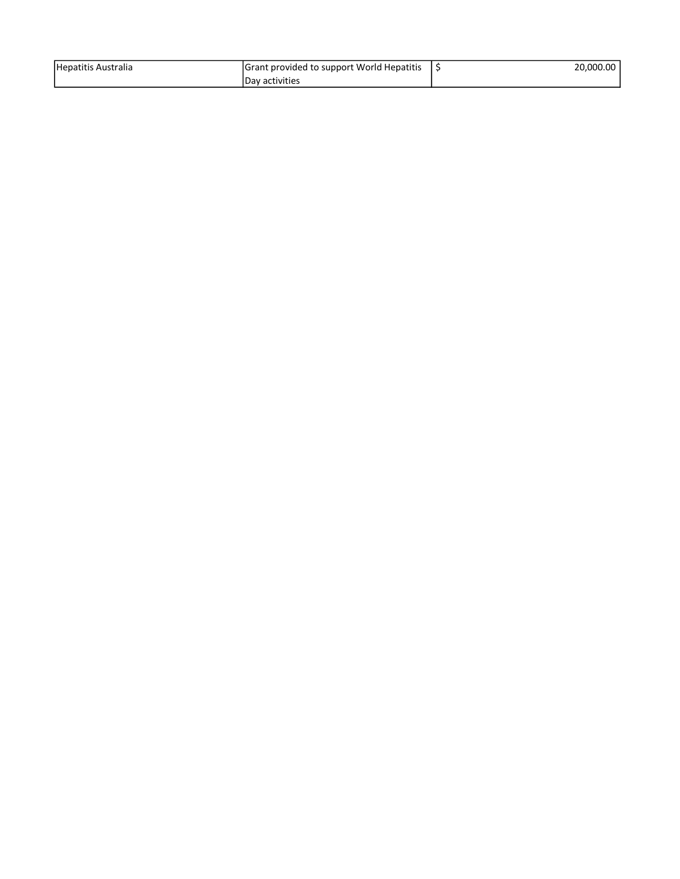| | | | |
|---|---|---|---|
| Hepatitis Australia | Grant provided to support World Hepatitis Day activities | $ | 20,000.00 |